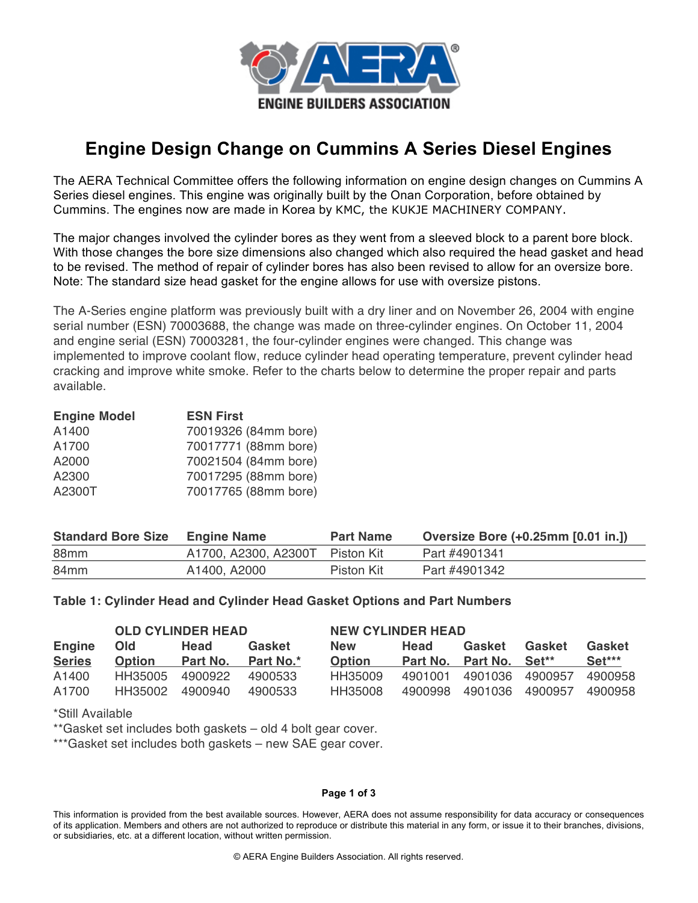ENGINE BUILDERS ASSOCIATION

# Engine Design Change on Cummins A Series Diesel Engines

The AERA Technical Committee offers the following information on engine design changes on Cummins A Series diesel engines. This engine was originally built by the Onan Corporation, before obtained by Cummins. The engines now are made in Korea by KMC, the KUKJE MACHINERY COMPANY.

The major changes involved the cylinder bores as they went from a sleeved block to a parent bore block. With those changes the bore size dimensions also changed which also required the head gasket and head to be revised. The method of repair of cylinder bores has also been revised to allow for an oversize bore. Note: The standard size head gasket for the engine allows for use with oversize pistons.

The A-Series engine platform was previously built with a dry liner and on November 26, 2004 with engine serial number (ESN) 70003688, the change was made on three-cylinder engines. On October 11, 2004 and engine serial (ESN) 70003281, the four-cylinder engines were changed. This change was implemented to improve coolant flow, reduce cylinder head operating temperature, prevent cylinder head cracking and improve white smoke. Refer to the charts below to determine the proper repair and parts available.

| Engine Model | ESN First |
|---|---|
| A1400 | 70019326 (84mm bore) |
| A1700 | 70017771 (88mm bore) |
| A2000 | 70021504 (84mm bore) |
| A2300 | 70017295 (88mm bore) |
| A2300T | 70017765 (88mm bore) |

| Standard Bore Size | Engine Name | Part Name | Oversize Bore (+0.25mm [0.01 in.]) |
|---|---|---|---|
| 88mm | A1700, A2300, A2300T | Piston Kit | Part #4901341 |
| 84mm | A1400, A2000 | Piston Kit | Part #4901342 |

**Table 1: Cylinder Head and Cylinder Head Gasket Options and Part Numbers**

| | OLD CYLINDER HEAD | | | NEW CYLINDER HEAD | | | | |
|---|---|---|---|---|---|---|---|---|
| Engine Series | Old Option | Head Part No. | Gasket Part No.* | New Option | Head Part No. | Gasket Part No. | Gasket Set** | Gasket Set*** |
| A1400 | HH35005 | 4900922 | 4900533 | HH35009 | 4901001 | 4901036 | 4900957 | 4900958 |
| A1700 | HH35002 | 4900940 | 4900533 | HH35008 | 4900998 | 4901036 | 4900957 | 4900958 |

*Still Available

**Gasket set includes both gaskets – old 4 bolt gear cover.

***Gasket set includes both gaskets – new SAE gear cover.

This information is provided from the best available sources. However, AERA does not assume responsibility for data accuracy or consequences of its application. Members and others are not authorized to reproduce or distribute this material in any form, or issue it to their branches, divisions, or subsidiaries, etc. at a different location, without written permission.

© AERA Engine Builders Association. All rights reserved.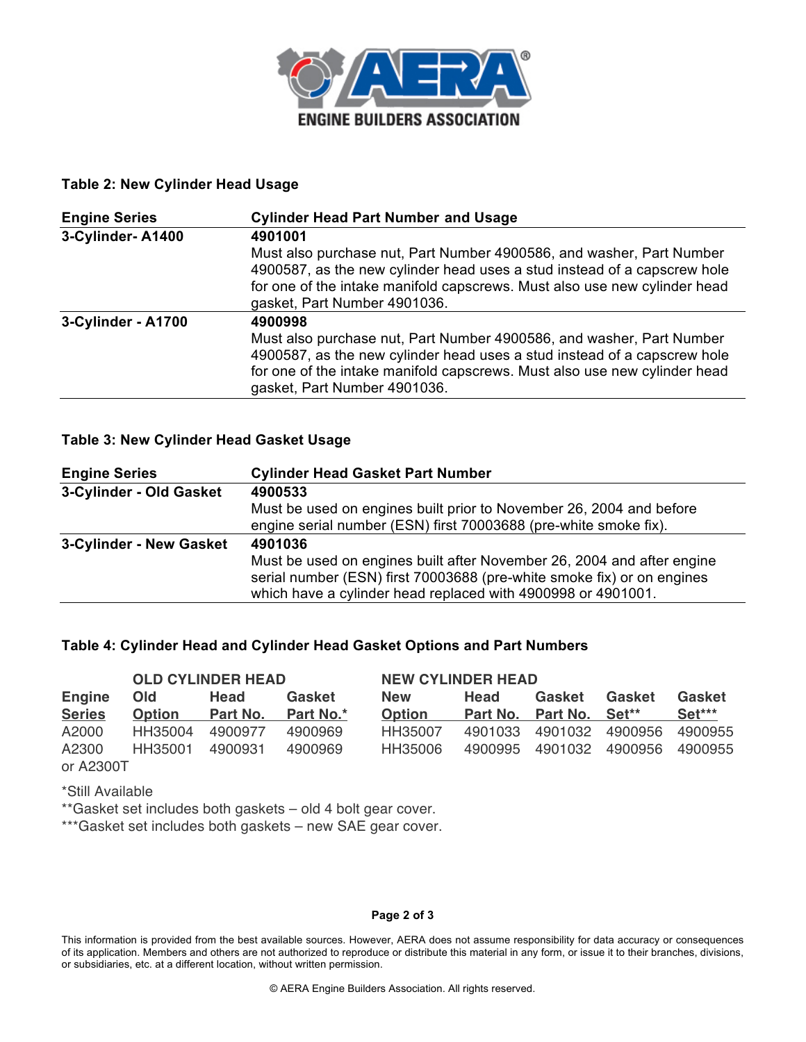**Table 2: New Cylinder Head Usage**

| Engine Series | Cylinder Head Part Number and Usage |
|---|---|
| **3-Cylinder- A1400** | **4901001**<br>Must also purchase nut, Part Number 4900586, and washer, Part Number 4900587, as the new cylinder head uses a stud instead of a capscrew hole for one of the intake manifold capscrews. Must also use new cylinder head gasket, Part Number 4901036. |
| **3-Cylinder - A1700** | **4900998**<br>Must also purchase nut, Part Number 4900586, and washer, Part Number 4900587, as the new cylinder head uses a stud instead of a capscrew hole for one of the intake manifold capscrews. Must also use new cylinder head gasket, Part Number 4901036. |

**Table 3: New Cylinder Head Gasket Usage**

| Engine Series | Cylinder Head Gasket Part Number |
|---|---|
| **3-Cylinder - Old Gasket** | **4900533**<br>Must be used on engines built prior to November 26, 2004 and before engine serial number (ESN) first 70003688 (pre-white smoke fix). |
| **3-Cylinder - New Gasket** | **4901036**<br>Must be used on engines built after November 26, 2004 and after engine serial number (ESN) first 70003688 (pre-white smoke fix) or on engines which have a cylinder head replaced with 4900998 or 4901001. |

**Table 4: Cylinder Head and Cylinder Head Gasket Options and Part Numbers**

| | **OLD CYLINDER HEAD** | | | **NEW CYLINDER HEAD** | | | | |
|---|---|---|---|---|---|---|---|---|
| **Engine Series** | **Old Option** | **Head Part No.** | **Gasket Part No.*** | **New Option** | **Head Part No.** | **Gasket Part No.** | **Gasket Set**** | **Gasket Set***** |
| A2000 | HH35004 | 4900977 | 4900969 | HH35007 | 4901033 | 4901032 | 4900956 | 4900955 |
| A2300 or A2300T | HH35001 | 4900931 | 4900969 | HH35006 | 4900995 | 4901032 | 4900956 | 4900955 |

*Still Available

**Gasket set includes both gaskets – old 4 bolt gear cover.

***Gasket set includes both gaskets – new SAE gear cover.

This information is provided from the best available sources. However, AERA does not assume responsibility for data accuracy or consequences of its application. Members and others are not authorized to reproduce or distribute this material in any form, or issue it to their branches, divisions, or subsidiaries, etc. at a different location, without written permission.

© AERA Engine Builders Association. All rights reserved.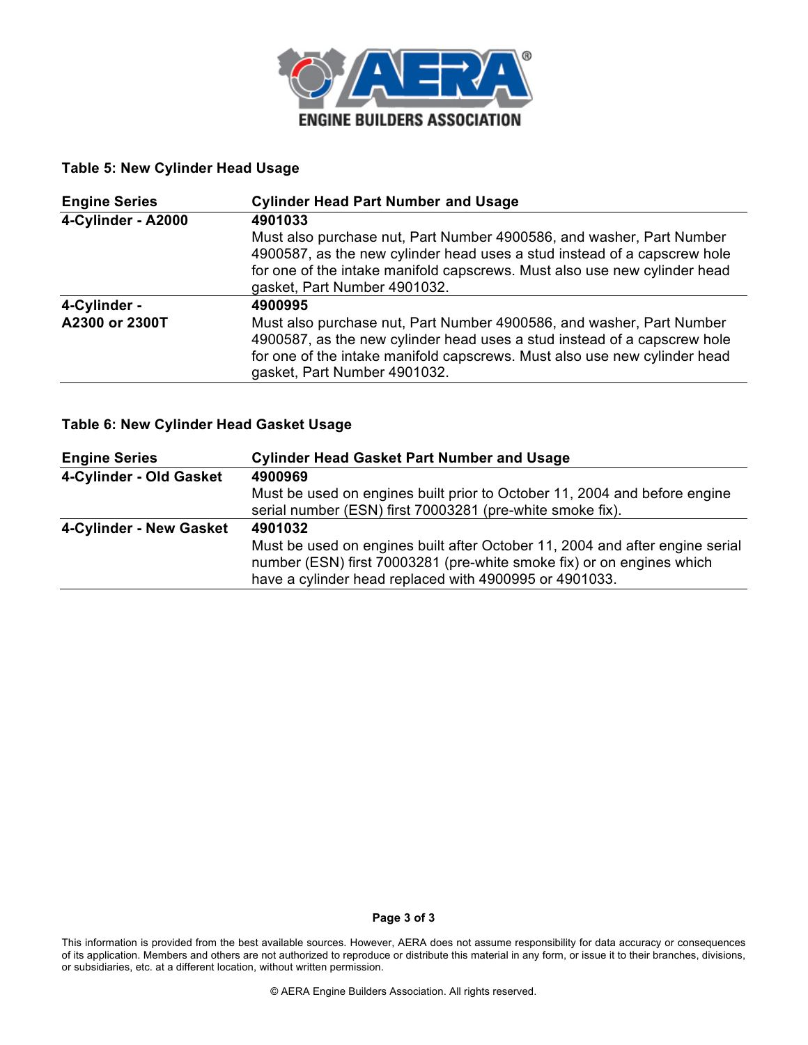**Table 5: New Cylinder Head Usage**

| Engine Series | Cylinder Head Part Number and Usage |
|---|---|
| **4-Cylinder - A2000** | **4901033**<br>Must also purchase nut, Part Number 4900586, and washer, Part Number 4900587, as the new cylinder head uses a stud instead of a capscrew hole for one of the intake manifold capscrews. Must also use new cylinder head gasket, Part Number 4901032. |
| **4-Cylinder - A2300 or 2300T** | **4900995**<br>Must also purchase nut, Part Number 4900586, and washer, Part Number 4900587, as the new cylinder head uses a stud instead of a capscrew hole for one of the intake manifold capscrews. Must also use new cylinder head gasket, Part Number 4901032. |

**Table 6: New Cylinder Head Gasket Usage**

| Engine Series | Cylinder Head Gasket Part Number and Usage |
|---|---|
| **4-Cylinder - Old Gasket** | **4900969**<br>Must be used on engines built prior to October 11, 2004 and before engine serial number (ESN) first 70003281 (pre-white smoke fix). |
| **4-Cylinder - New Gasket** | **4901032**<br>Must be used on engines built after October 11, 2004 and after engine serial number (ESN) first 70003281 (pre-white smoke fix) or on engines which have a cylinder head replaced with 4900995 or 4901033. |

This information is provided from the best available sources. However, AERA does not assume responsibility for data accuracy or consequences of its application. Members and others are not authorized to reproduce or distribute this material in any form, or issue it to their branches, divisions, or subsidiaries, etc. at a different location, without written permission.

© AERA Engine Builders Association. All rights reserved.